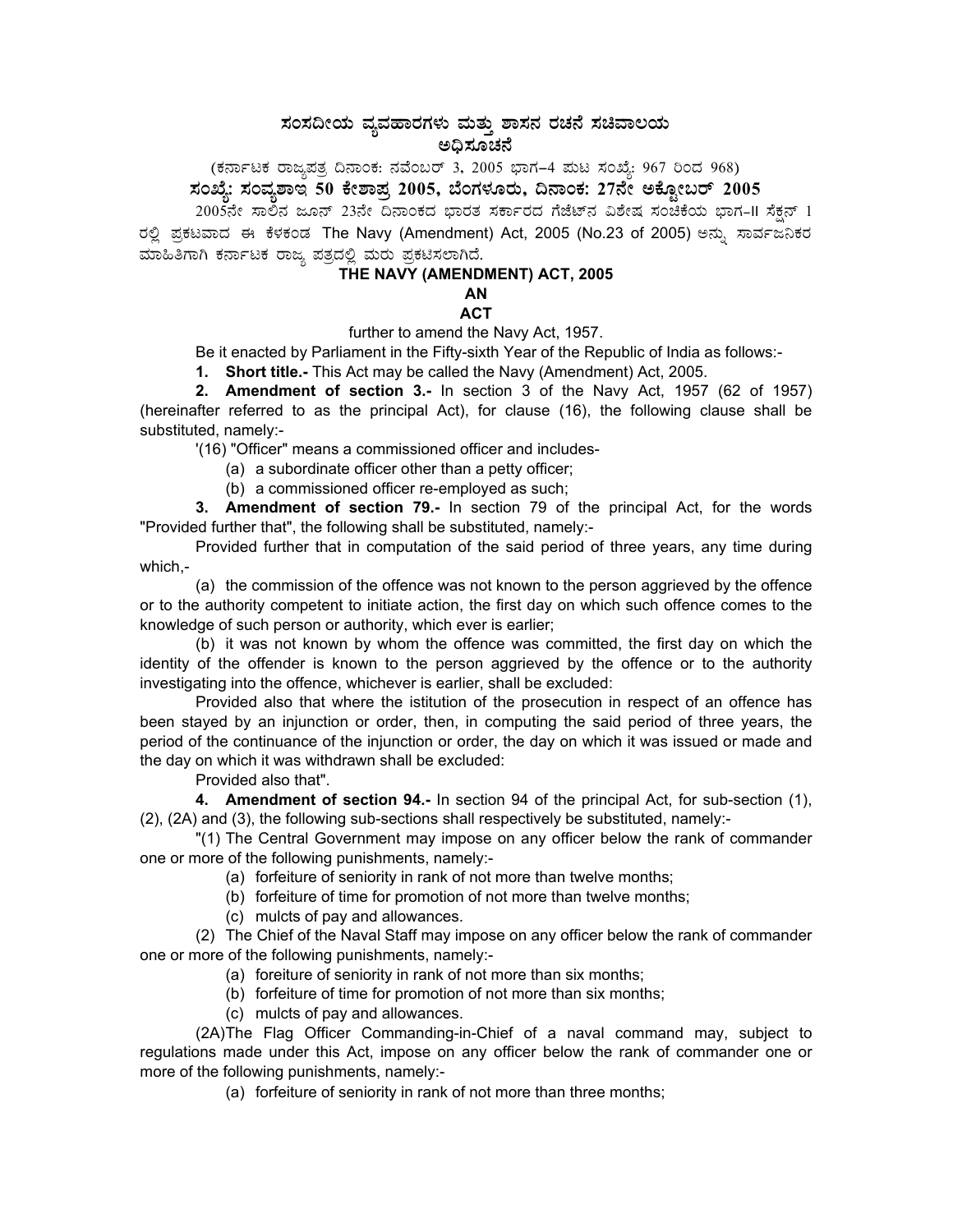# ಸಂಸದೀಯ ವ್ಯವಹಾರಗಳು ಮತ್ತು ಶಾಸನ ರಚನೆ ಸಚಿವಾಲಯ

## ಅಧಿಸೂಚನೆ

(ಕರ್ನಾಟಕ ರಾಜ್ಯಪತ್ರ ದಿನಾಂಕ: ನವೆಂಬರ್ 3, 2005 ಭಾಗ–4 ಪುಟ ಸಂಖ್ಯೆ: 967 ರಿಂದ 968)

**ಸಂಖ್ಯೆ: ಸಂವ್ಯಶಾಇ 50 ಕೇಶಾಪ್ರ 2005, ಬೆಂಗಳೂರು, ದಿನಾಂಕ: 27ನೇ ಅಕ್ಟೋಬರ್ 2005**

2005ನೇ ಸಾಲಿನ ಜೂನ್ 23ನೇ ದಿನಾಂಕದ ಭಾರತ ಸರ್ಕಾರದ ಗೆಜೆಟ್‌ನ ವಿಶೇಷ ಸಂಚಿಕೆಯ ಭಾಗ-II ಸೆಕ್ಷನ್ 1 ರಲ್ಲಿ ಪ್ರಕಟವಾದ ಈ ಕೆಳಕಂಡ The Navy (Amendment) Act, 2005 (No.23 of 2005) ಅನ್ನು ಸಾರ್ವಜನಿಕರ ಮಾಹಿತಿಗಾಗಿ ಕರ್ನಾಟಕ ರಾಜ್ಯ ಪತ್ರದಲ್ಲಿ ಮರು ಪ್ರಕಟಿಸಲಾಗಿದೆ.

## THE NAVY (AMENDMENT) ACT, 2005

**AN**

**ACT**

further to amend the Navy Act, 1957.

Be it enacted by Parliament in the Fifty-sixth Year of the Republic of India as follows:-

**1. Short title.-** This Act may be called the Navy (Amendment) Act, 2005.

**2. Amendment of section 3.-** In section 3 of the Navy Act, 1957 (62 of 1957) (hereinafter referred to as the principal Act), for clause (16), the following clause shall be substituted, namely:-

'(16) "Officer" means a commissioned officer and includes-

(a) a subordinate officer other than a petty officer;

(b) a commissioned officer re-employed as such;

**3. Amendment of section 79.-** In section 79 of the principal Act, for the words "Provided further that", the following shall be substituted, namely:-

Provided further that in computation of the said period of three years, any time during which,-

(a) the commission of the offence was not known to the person aggrieved by the offence or to the authority competent to initiate action, the first day on which such offence comes to the knowledge of such person or authority, which ever is earlier;

(b) it was not known by whom the offence was committed, the first day on which the identity of the offender is known to the person aggrieved by the offence or to the authority investigating into the offence, whichever is earlier, shall be excluded:

Provided also that where the istitution of the prosecution in respect of an offence has been stayed by an injunction or order, then, in computing the said period of three years, the period of the continuance of the injunction or order, the day on which it was issued or made and the day on which it was withdrawn shall be excluded:

Provided also that".

**4. Amendment of section 94.-** In section 94 of the principal Act, for sub-section (1), (2), (2A) and (3), the following sub-sections shall respectively be substituted, namely:-

"(1) The Central Government may impose on any officer below the rank of commander one or more of the following punishments, namely:-

(a) forfeiture of seniority in rank of not more than twelve months;

(b) forfeiture of time for promotion of not more than twelve months;

(c) mulcts of pay and allowances.

(2) The Chief of the Naval Staff may impose on any officer below the rank of commander one or more of the following punishments, namely:-

(a) foreiture of seniority in rank of not more than six months;

(b) forfeiture of time for promotion of not more than six months;

(c) mulcts of pay and allowances.

(2A)The Flag Officer Commanding-in-Chief of a naval command may, subject to regulations made under this Act, impose on any officer below the rank of commander one or more of the following punishments, namely:-

(a) forfeiture of seniority in rank of not more than three months;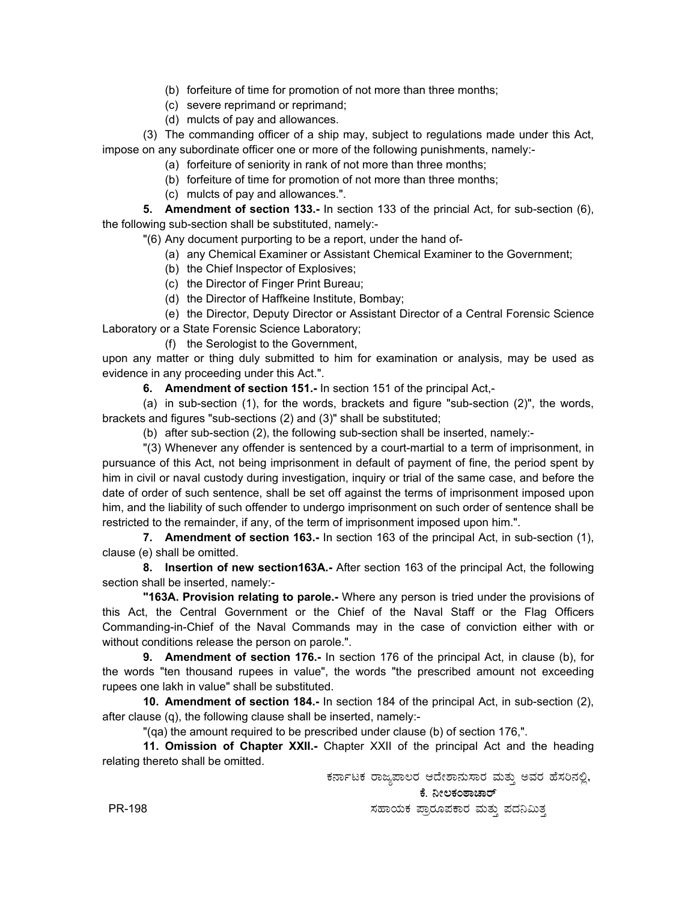(b) forfeiture of time for promotion of not more than three months;

(c) severe reprimand or reprimand;

(d) mulcts of pay and allowances.

(3) The commanding officer of a ship may, subject to regulations made under this Act, impose on any subordinate officer one or more of the following punishments, namely:-

(a) forfeiture of seniority in rank of not more than three months;

(b) forfeiture of time for promotion of not more than three months;

(c) mulcts of pay and allowances.".

**5. Amendment of section 133.-** In section 133 of the princial Act, for sub-section (6), the following sub-section shall be substituted, namely:-

"(6) Any document purporting to be a report, under the hand of-

(a) any Chemical Examiner or Assistant Chemical Examiner to the Government;

(b) the Chief Inspector of Explosives;

(c) the Director of Finger Print Bureau;

(d) the Director of Haffkeine Institute, Bombay;

(e) the Director, Deputy Director or Assistant Director of a Central Forensic Science Laboratory or a State Forensic Science Laboratory;

(f) the Serologist to the Government,

upon any matter or thing duly submitted to him for examination or analysis, may be used as evidence in any proceeding under this Act.".

**6. Amendment of section 151.-** In section 151 of the principal Act,-

(a) in sub-section (1), for the words, brackets and figure "sub-section (2)", the words, brackets and figures "sub-sections (2) and (3)" shall be substituted;

(b) after sub-section (2), the following sub-section shall be inserted, namely:-

"(3) Whenever any offender is sentenced by a court-martial to a term of imprisonment, in pursuance of this Act, not being imprisonment in default of payment of fine, the period spent by him in civil or naval custody during investigation, inquiry or trial of the same case, and before the date of order of such sentence, shall be set off against the terms of imprisonment imposed upon him, and the liability of such offender to undergo imprisonment on such order of sentence shall be restricted to the remainder, if any, of the term of imprisonment imposed upon him.".

**7. Amendment of section 163.-** In section 163 of the principal Act, in sub-section (1), clause (e) shall be omitted.

**8. Insertion of new section163A.-** After section 163 of the principal Act, the following section shall be inserted, namely:-

**"163A. Provision relating to parole.-** Where any person is tried under the provisions of this Act, the Central Government or the Chief of the Naval Staff or the Flag Officers Commanding-in-Chief of the Naval Commands may in the case of conviction either with or without conditions release the person on parole.".

**9. Amendment of section 176.-** In section 176 of the principal Act, in clause (b), for the words "ten thousand rupees in value", the words "the prescribed amount not exceeding rupees one lakh in value" shall be substituted.

**10. Amendment of section 184.-** In section 184 of the principal Act, in sub-section (2), after clause (q), the following clause shall be inserted, namely:-

"(qa) the amount required to be prescribed under clause (b) of section 176,".

**11. Omission of Chapter XXII.-** Chapter XXII of the principal Act and the heading relating thereto shall be omitted.

ಕರ್ನಾಟಕ ರಾಜ್ಯಪಾಲರ ಆದೇಶಾನುಸಾರ ಮತ್ತು ಅವರ ಹೆಸರಿನಲ್ಲಿ,

**ಕೆ. ನೀಲಕಂಠಾಚಾರ್**

ಸಹಾಯಕ ಪ್ರಾರೂಪಕಾರ ಮತ್ತು ಪದನಿಮಿತ್ತ

PR-198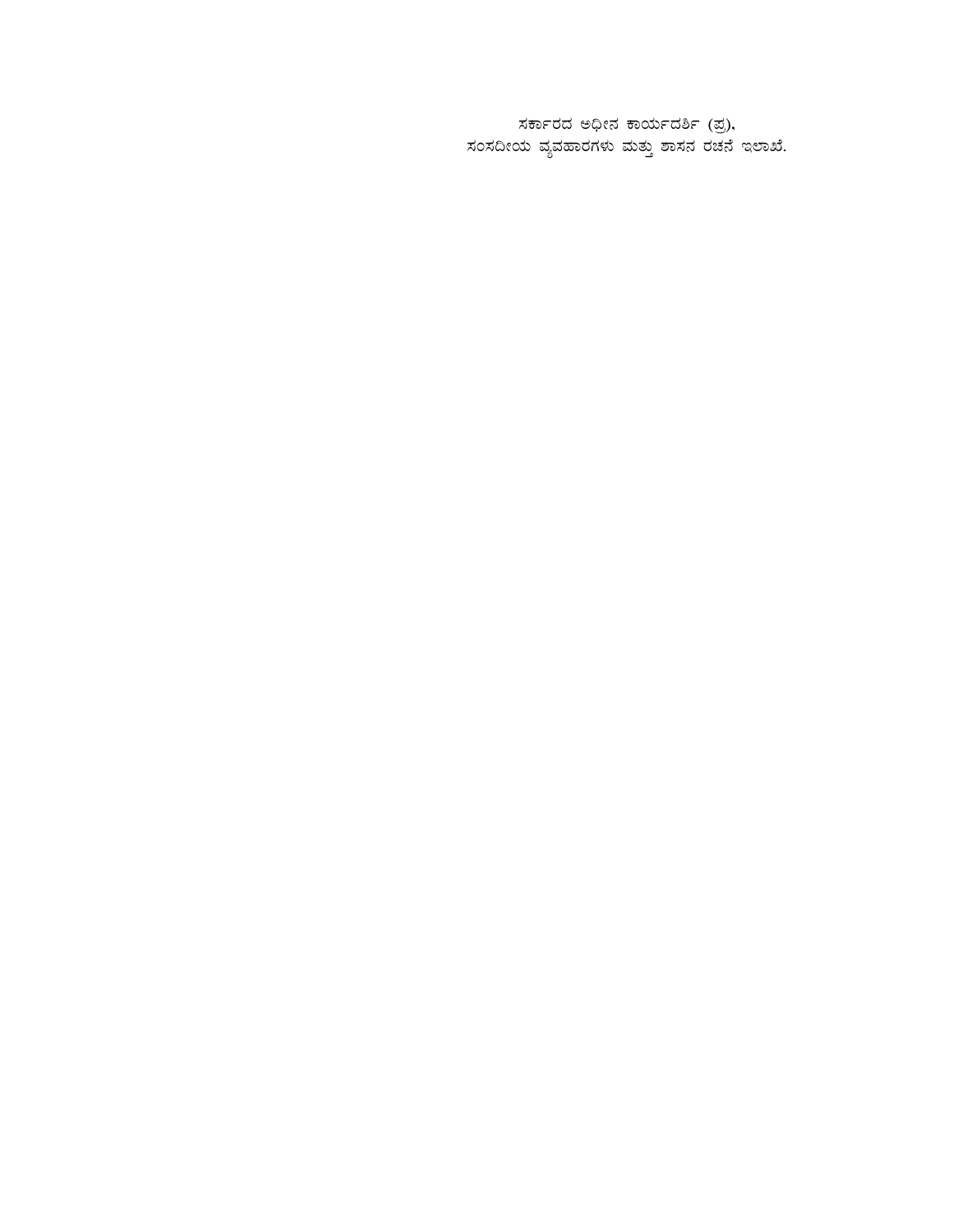ಸರ್ಕಾರದ ಅಧೀನ ಕಾರ್ಯದರ್ಶಿ (ಪ್ರ),
ಸಂಸದೀಯ ವ್ಯವಹಾರಗಳು ಮತ್ತು ಶಾಸನ ರಚನೆ ಇಲಾಖೆ.